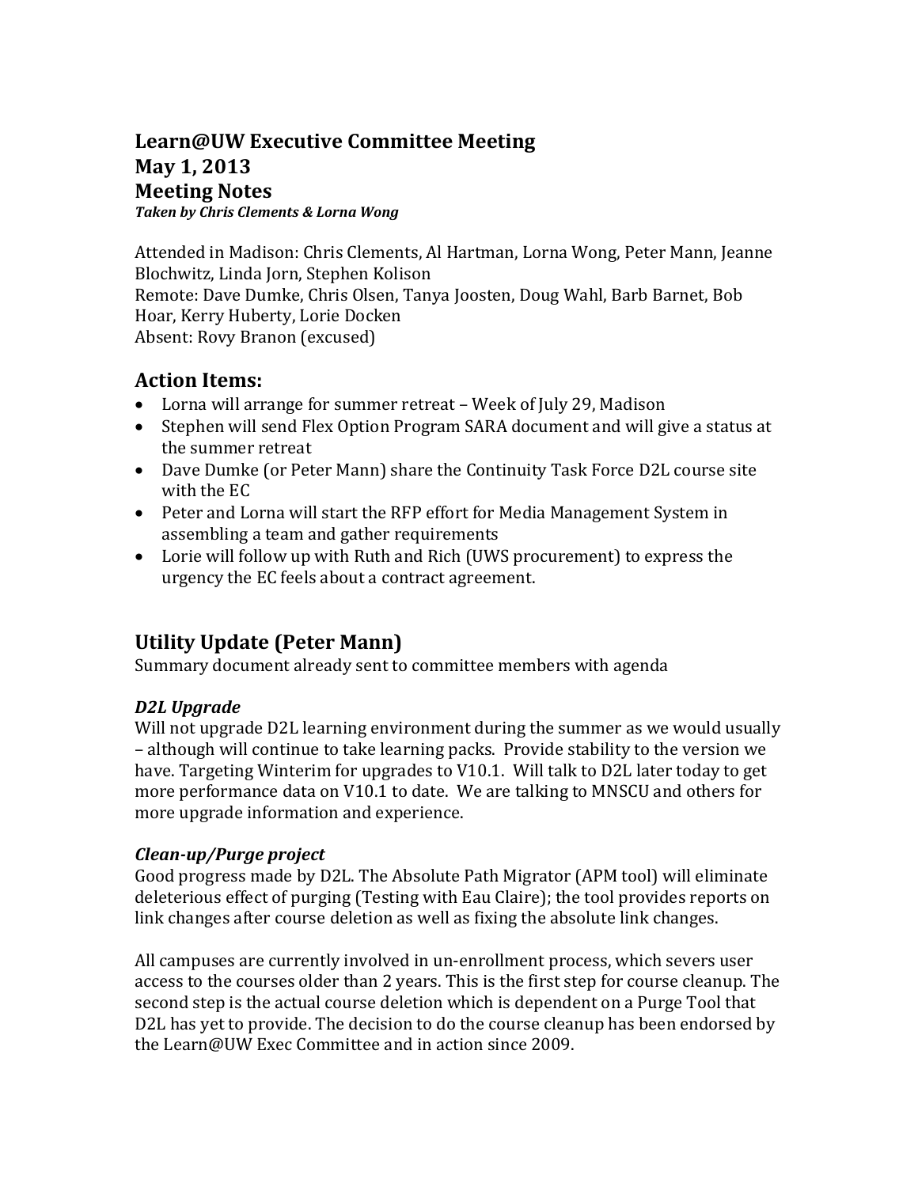# Learn@UW Executive Committee Meeting
# May 1, 2013
# Meeting Notes

***Taken by Chris Clements & Lorna Wong***

Attended in Madison: Chris Clements, Al Hartman, Lorna Wong, Peter Mann, Jeanne Blochwitz, Linda Jorn, Stephen Kolison
Remote: Dave Dumke, Chris Olsen, Tanya Joosten, Doug Wahl, Barb Barnet, Bob Hoar, Kerry Huberty, Lorie Docken
Absent: Rovy Branon (excused)

## Action Items:

- Lorna will arrange for summer retreat – Week of July 29, Madison
- Stephen will send Flex Option Program SARA document and will give a status at the summer retreat
- Dave Dumke (or Peter Mann) share the Continuity Task Force D2L course site with the EC
- Peter and Lorna will start the RFP effort for Media Management System in assembling a team and gather requirements
- Lorie will follow up with Ruth and Rich (UWS procurement) to express the urgency the EC feels about a contract agreement.

## Utility Update (Peter Mann)

Summary document already sent to committee members with agenda

### *D2L Upgrade*

Will not upgrade D2L learning environment during the summer as we would usually – although will continue to take learning packs. Provide stability to the version we have. Targeting Winterim for upgrades to V10.1. Will talk to D2L later today to get more performance data on V10.1 to date. We are talking to MNSCU and others for more upgrade information and experience.

### *Clean-up/Purge project*

Good progress made by D2L. The Absolute Path Migrator (APM tool) will eliminate deleterious effect of purging (Testing with Eau Claire); the tool provides reports on link changes after course deletion as well as fixing the absolute link changes.

All campuses are currently involved in un-enrollment process, which severs user access to the courses older than 2 years. This is the first step for course cleanup. The second step is the actual course deletion which is dependent on a Purge Tool that D2L has yet to provide. The decision to do the course cleanup has been endorsed by the Learn@UW Exec Committee and in action since 2009.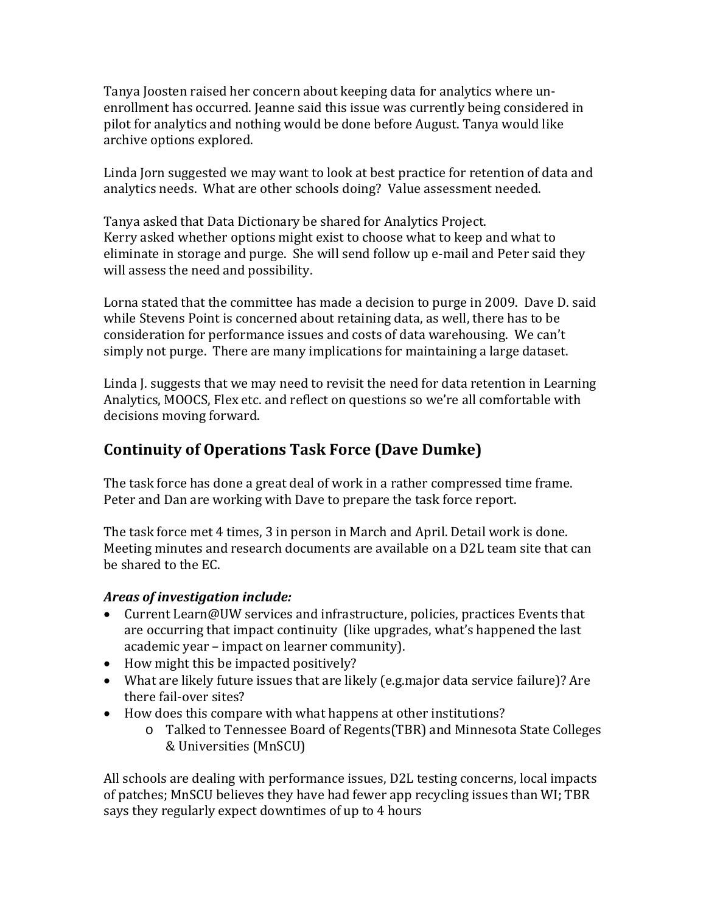Tanya Joosten raised her concern about keeping data for analytics where un-enrollment has occurred. Jeanne said this issue was currently being considered in pilot for analytics and nothing would be done before August. Tanya would like archive options explored.

Linda Jorn suggested we may want to look at best practice for retention of data and analytics needs. What are other schools doing? Value assessment needed.

Tanya asked that Data Dictionary be shared for Analytics Project.
Kerry asked whether options might exist to choose what to keep and what to eliminate in storage and purge. She will send follow up e-mail and Peter said they will assess the need and possibility.

Lorna stated that the committee has made a decision to purge in 2009. Dave D. said while Stevens Point is concerned about retaining data, as well, there has to be consideration for performance issues and costs of data warehousing. We can't simply not purge. There are many implications for maintaining a large dataset.

Linda J. suggests that we may need to revisit the need for data retention in Learning Analytics, MOOCS, Flex etc. and reflect on questions so we're all comfortable with decisions moving forward.

## Continuity of Operations Task Force (Dave Dumke)

The task force has done a great deal of work in a rather compressed time frame. Peter and Dan are working with Dave to prepare the task force report.

The task force met 4 times, 3 in person in March and April. Detail work is done. Meeting minutes and research documents are available on a D2L team site that can be shared to the EC.

***Areas of investigation include:***

- Current Learn@UW services and infrastructure, policies, practices Events that are occurring that impact continuity (like upgrades, what's happened the last academic year – impact on learner community).
- How might this be impacted positively?
- What are likely future issues that are likely (e.g.major data service failure)? Are there fail-over sites?
- How does this compare with what happens at other institutions?
  - Talked to Tennessee Board of Regents(TBR) and Minnesota State Colleges & Universities (MnSCU)

All schools are dealing with performance issues, D2L testing concerns, local impacts of patches; MnSCU believes they have had fewer app recycling issues than WI; TBR says they regularly expect downtimes of up to 4 hours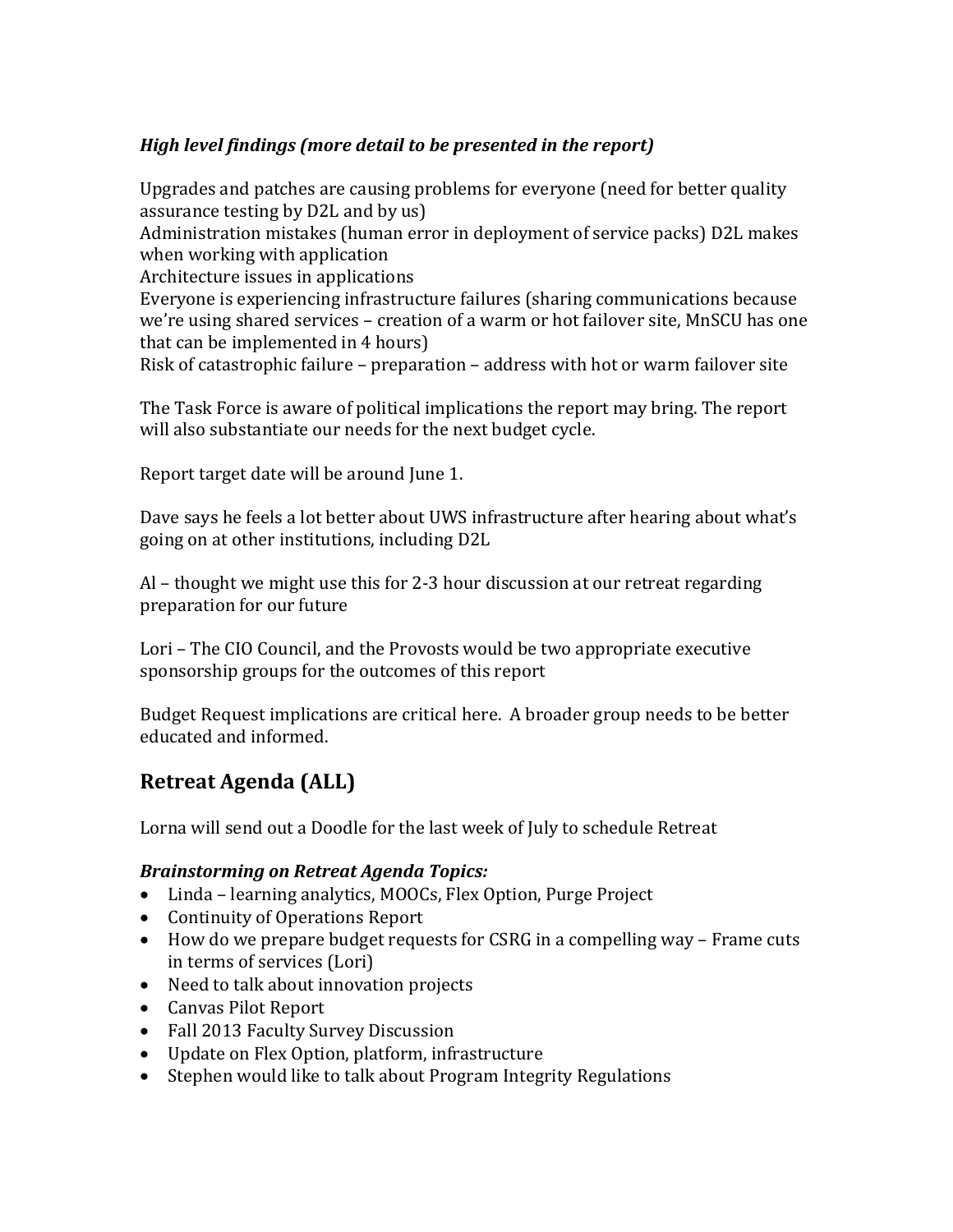***High level findings (more detail to be presented in the report)***

Upgrades and patches are causing problems for everyone (need for better quality assurance testing by D2L and by us)
Administration mistakes (human error in deployment of service packs) D2L makes when working with application
Architecture issues in applications
Everyone is experiencing infrastructure failures (sharing communications because we're using shared services – creation of a warm or hot failover site, MnSCU has one that can be implemented in 4 hours)
Risk of catastrophic failure – preparation – address with hot or warm failover site

The Task Force is aware of political implications the report may bring. The report will also substantiate our needs for the next budget cycle.

Report target date will be around June 1.

Dave says he feels a lot better about UWS infrastructure after hearing about what's going on at other institutions, including D2L

Al – thought we might use this for 2-3 hour discussion at our retreat regarding preparation for our future

Lori – The CIO Council, and the Provosts would be two appropriate executive sponsorship groups for the outcomes of this report

Budget Request implications are critical here. A broader group needs to be better educated and informed.

## Retreat Agenda (ALL)

Lorna will send out a Doodle for the last week of July to schedule Retreat

***Brainstorming on Retreat Agenda Topics:***

- Linda – learning analytics, MOOCs, Flex Option, Purge Project
- Continuity of Operations Report
- How do we prepare budget requests for CSRG in a compelling way – Frame cuts in terms of services (Lori)
- Need to talk about innovation projects
- Canvas Pilot Report
- Fall 2013 Faculty Survey Discussion
- Update on Flex Option, platform, infrastructure
- Stephen would like to talk about Program Integrity Regulations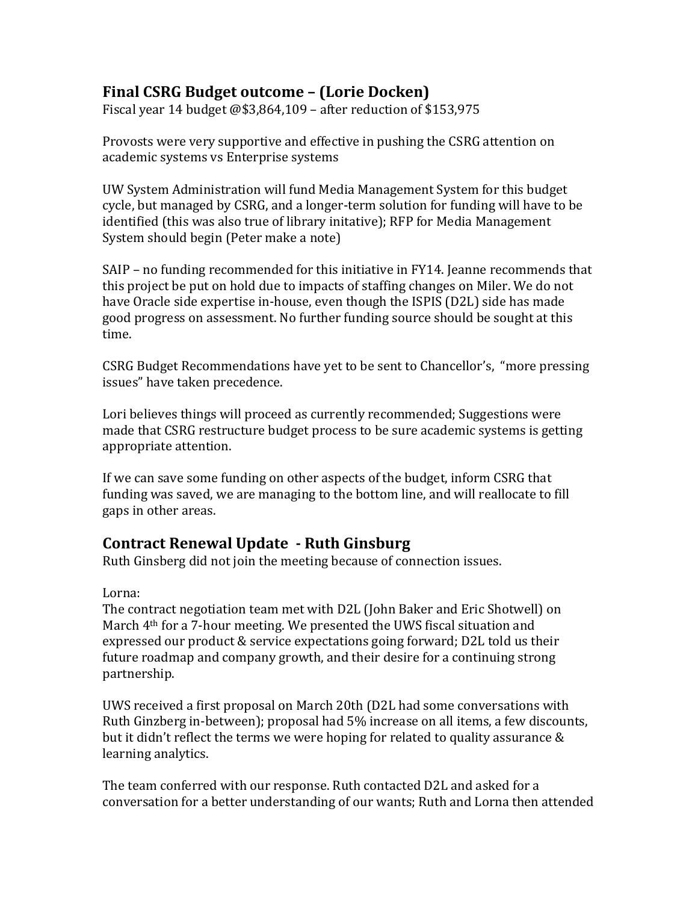## Final CSRG Budget outcome – (Lorie Docken)

Fiscal year 14 budget @$3,864,109 – after reduction of $153,975

Provosts were very supportive and effective in pushing the CSRG attention on academic systems vs Enterprise systems

UW System Administration will fund Media Management System for this budget cycle, but managed by CSRG, and a longer-term solution for funding will have to be identified (this was also true of library initative); RFP for Media Management System should begin (Peter make a note)

SAIP – no funding recommended for this initiative in FY14. Jeanne recommends that this project be put on hold due to impacts of staffing changes on Miler. We do not have Oracle side expertise in-house, even though the ISPIS (D2L) side has made good progress on assessment. No further funding source should be sought at this time.

CSRG Budget Recommendations have yet to be sent to Chancellor's, "more pressing issues" have taken precedence.

Lori believes things will proceed as currently recommended; Suggestions were made that CSRG restructure budget process to be sure academic systems is getting appropriate attention.

If we can save some funding on other aspects of the budget, inform CSRG that funding was saved, we are managing to the bottom line, and will reallocate to fill gaps in other areas.

## Contract Renewal Update - Ruth Ginsburg

Ruth Ginsberg did not join the meeting because of connection issues.

Lorna:

The contract negotiation team met with D2L (John Baker and Eric Shotwell) on March 4th for a 7-hour meeting. We presented the UWS fiscal situation and expressed our product & service expectations going forward; D2L told us their future roadmap and company growth, and their desire for a continuing strong partnership.

UWS received a first proposal on March 20th (D2L had some conversations with Ruth Ginzberg in-between); proposal had 5% increase on all items, a few discounts, but it didn't reflect the terms we were hoping for related to quality assurance & learning analytics.

The team conferred with our response. Ruth contacted D2L and asked for a conversation for a better understanding of our wants; Ruth and Lorna then attended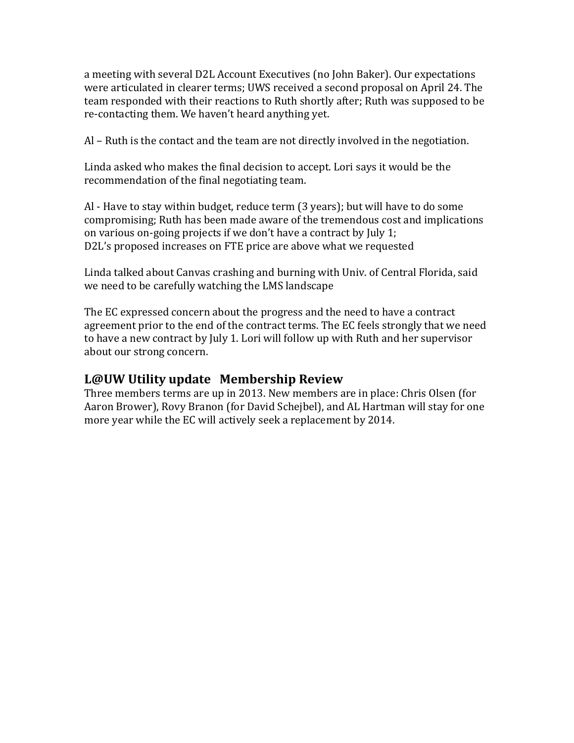a meeting with several D2L Account Executives (no John Baker). Our expectations were articulated in clearer terms; UWS received a second proposal on April 24. The team responded with their reactions to Ruth shortly after; Ruth was supposed to be re-contacting them. We haven't heard anything yet.

Al – Ruth is the contact and the team are not directly involved in the negotiation.

Linda asked who makes the final decision to accept. Lori says it would be the recommendation of the final negotiating team.

Al - Have to stay within budget, reduce term (3 years); but will have to do some compromising; Ruth has been made aware of the tremendous cost and implications on various on-going projects if we don't have a contract by July 1;
D2L's proposed increases on FTE price are above what we requested

Linda talked about Canvas crashing and burning with Univ. of Central Florida, said we need to be carefully watching the LMS landscape

The EC expressed concern about the progress and the need to have a contract agreement prior to the end of the contract terms. The EC feels strongly that we need to have a new contract by July 1. Lori will follow up with Ruth and her supervisor about our strong concern.

## L@UW Utility update   Membership Review

Three members terms are up in 2013. New members are in place: Chris Olsen (for Aaron Brower), Rovy Branon (for David Schejbel), and AL Hartman will stay for one more year while the EC will actively seek a replacement by 2014.